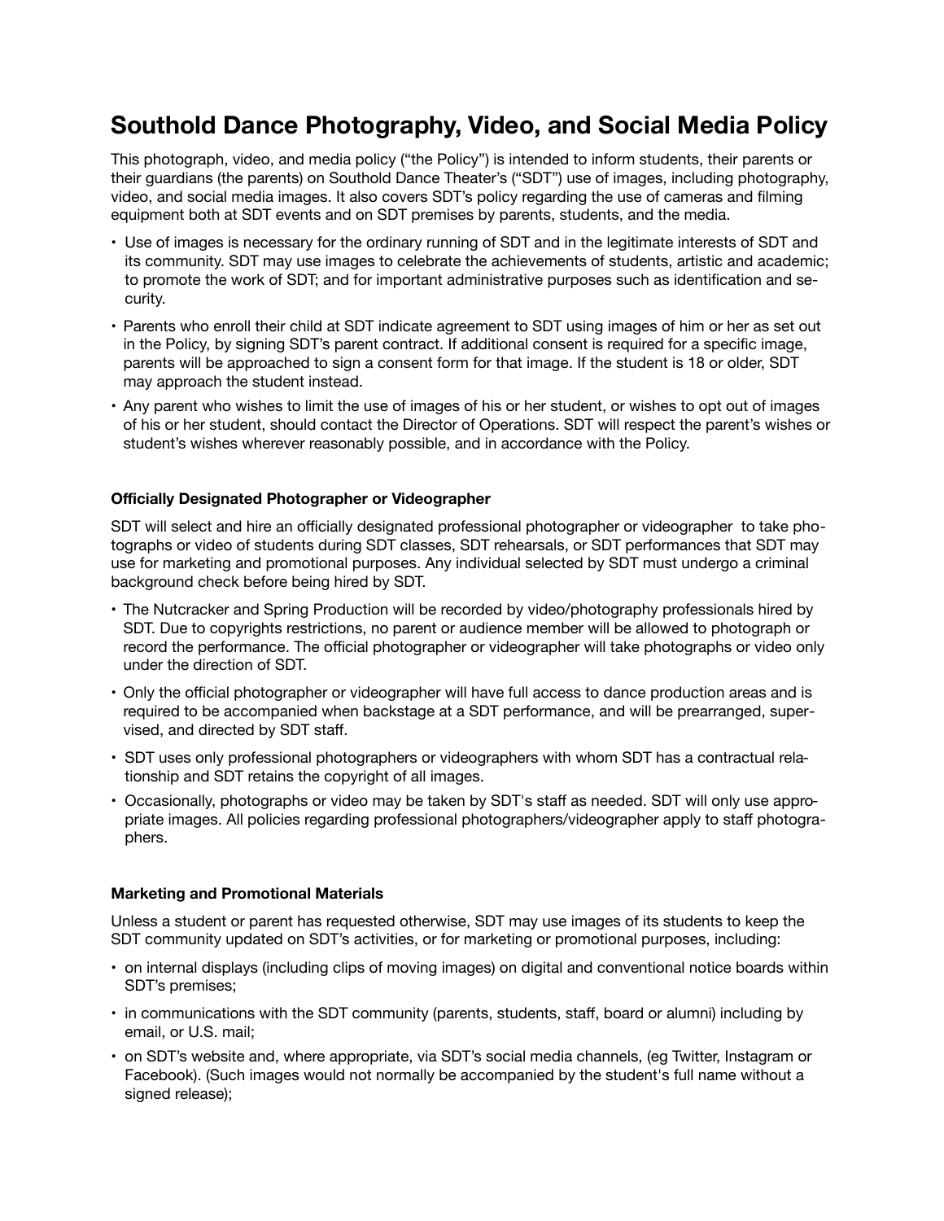# Southold Dance Photography, Video, and Social Media Policy

This photograph, video, and media policy ("the Policy") is intended to inform students, their parents or their guardians (the parents) on Southold Dance Theater's ("SDT") use of images, including photography, video, and social media images. It also covers SDT's policy regarding the use of cameras and filming equipment both at SDT events and on SDT premises by parents, students, and the media.

- Use of images is necessary for the ordinary running of SDT and in the legitimate interests of SDT and its community. SDT may use images to celebrate the achievements of students, artistic and academic; to promote the work of SDT; and for important administrative purposes such as identification and security.
- Parents who enroll their child at SDT indicate agreement to SDT using images of him or her as set out in the Policy, by signing SDT's parent contract. If additional consent is required for a specific image, parents will be approached to sign a consent form for that image. If the student is 18 or older, SDT may approach the student instead.
- Any parent who wishes to limit the use of images of his or her student, or wishes to opt out of images of his or her student, should contact the Director of Operations. SDT will respect the parent's wishes or student's wishes wherever reasonably possible, and in accordance with the Policy.

#### Officially Designated Photographer or Videographer

SDT will select and hire an officially designated professional photographer or videographer to take photographs or video of students during SDT classes, SDT rehearsals, or SDT performances that SDT may use for marketing and promotional purposes. Any individual selected by SDT must undergo a criminal background check before being hired by SDT.

- The Nutcracker and Spring Production will be recorded by video/photography professionals hired by SDT. Due to copyrights restrictions, no parent or audience member will be allowed to photograph or record the performance. The official photographer or videographer will take photographs or video only under the direction of SDT.
- Only the official photographer or videographer will have full access to dance production areas and is required to be accompanied when backstage at a SDT performance, and will be prearranged, supervised, and directed by SDT staff.
- SDT uses only professional photographers or videographers with whom SDT has a contractual relationship and SDT retains the copyright of all images.
- Occasionally, photographs or video may be taken by SDT's staff as needed. SDT will only use appropriate images. All policies regarding professional photographers/videographer apply to staff photographers.

#### Marketing and Promotional Materials

Unless a student or parent has requested otherwise, SDT may use images of its students to keep the SDT community updated on SDT's activities, or for marketing or promotional purposes, including:

- on internal displays (including clips of moving images) on digital and conventional notice boards within SDT's premises;
- in communications with the SDT community (parents, students, staff, board or alumni) including by email, or U.S. mail;
- on SDT's website and, where appropriate, via SDT's social media channels, (eg Twitter, Instagram or Facebook). (Such images would not normally be accompanied by the student's full name without a signed release);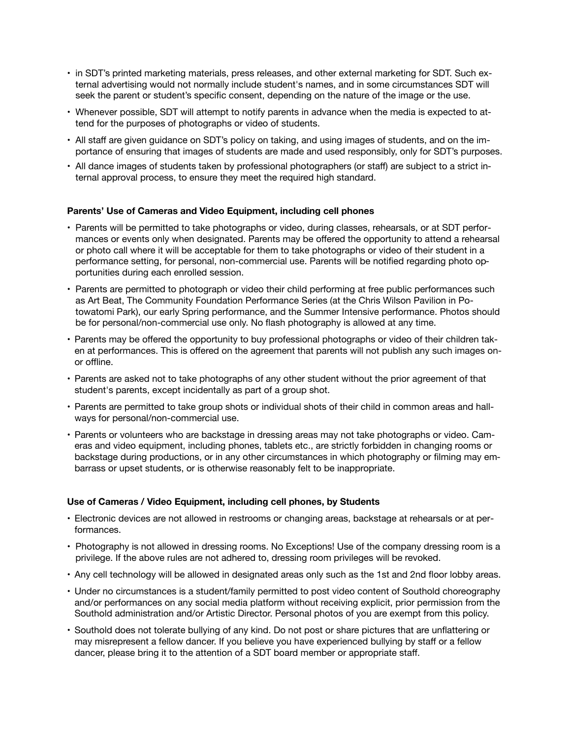- in SDT's printed marketing materials, press releases, and other external marketing for SDT. Such external advertising would not normally include student's names, and in some circumstances SDT will seek the parent or student's specific consent, depending on the nature of the image or the use.
- Whenever possible, SDT will attempt to notify parents in advance when the media is expected to attend for the purposes of photographs or video of students.
- All staff are given guidance on SDT's policy on taking, and using images of students, and on the importance of ensuring that images of students are made and used responsibly, only for SDT's purposes.
- All dance images of students taken by professional photographers (or staff) are subject to a strict internal approval process, to ensure they meet the required high standard.

**Parents' Use of Cameras and Video Equipment, including cell phones**

- Parents will be permitted to take photographs or video, during classes, rehearsals, or at SDT performances or events only when designated. Parents may be offered the opportunity to attend a rehearsal or photo call where it will be acceptable for them to take photographs or video of their student in a performance setting, for personal, non-commercial use. Parents will be notified regarding photo opportunities during each enrolled session.
- Parents are permitted to photograph or video their child performing at free public performances such as Art Beat, The Community Foundation Performance Series (at the Chris Wilson Pavilion in Potowatomi Park), our early Spring performance, and the Summer Intensive performance. Photos should be for personal/non-commercial use only. No flash photography is allowed at any time.
- Parents may be offered the opportunity to buy professional photographs or video of their children taken at performances. This is offered on the agreement that parents will not publish any such images on- or offline.
- Parents are asked not to take photographs of any other student without the prior agreement of that student's parents, except incidentally as part of a group shot.
- Parents are permitted to take group shots or individual shots of their child in common areas and hallways for personal/non-commercial use.
- Parents or volunteers who are backstage in dressing areas may not take photographs or video. Cameras and video equipment, including phones, tablets etc., are strictly forbidden in changing rooms or backstage during productions, or in any other circumstances in which photography or filming may embarrass or upset students, or is otherwise reasonably felt to be inappropriate.

**Use of Cameras / Video Equipment, including cell phones, by Students**

- Electronic devices are not allowed in restrooms or changing areas, backstage at rehearsals or at performances.
- Photography is not allowed in dressing rooms. No Exceptions! Use of the company dressing room is a privilege. If the above rules are not adhered to, dressing room privileges will be revoked.
- Any cell technology will be allowed in designated areas only such as the 1st and 2nd floor lobby areas.
- Under no circumstances is a student/family permitted to post video content of Southold choreography and/or performances on any social media platform without receiving explicit, prior permission from the Southold administration and/or Artistic Director. Personal photos of you are exempt from this policy.
- Southold does not tolerate bullying of any kind. Do not post or share pictures that are unflattering or may misrepresent a fellow dancer. If you believe you have experienced bullying by staff or a fellow dancer, please bring it to the attention of a SDT board member or appropriate staff.